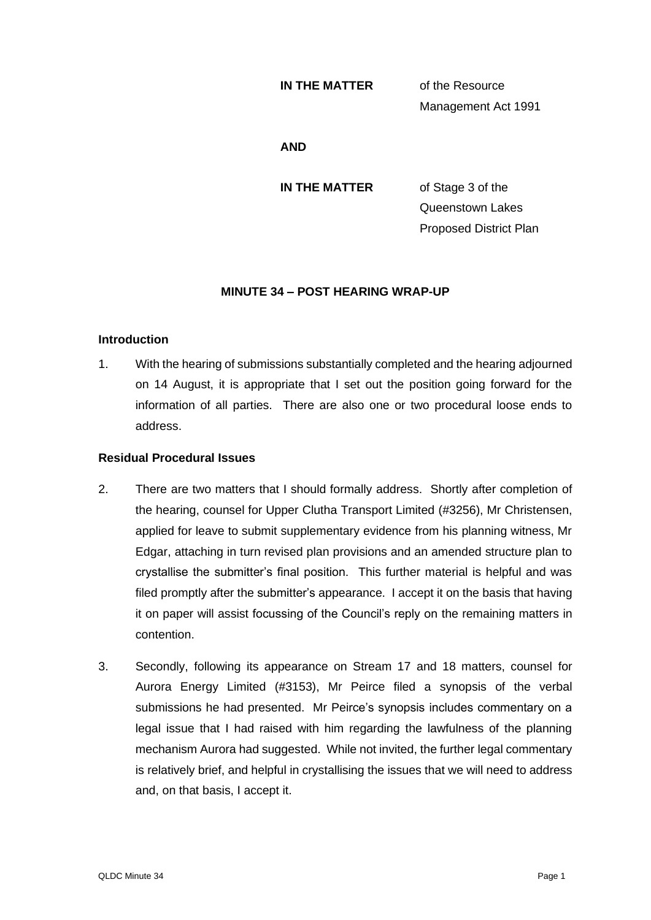**IN THE MATTER** of the Resource Management Act 1991

**AND**

**IN THE MATTER** of Stage 3 of the Queenstown Lakes Proposed District Plan

## MINUTE 34 – POST HEARING WRAP-UP

### Introduction

1. With the hearing of submissions substantially completed and the hearing adjourned on 14 August, it is appropriate that I set out the position going forward for the information of all parties. There are also one or two procedural loose ends to address.

### Residual Procedural Issues

2. There are two matters that I should formally address. Shortly after completion of the hearing, counsel for Upper Clutha Transport Limited (#3256), Mr Christensen, applied for leave to submit supplementary evidence from his planning witness, Mr Edgar, attaching in turn revised plan provisions and an amended structure plan to crystallise the submitter's final position. This further material is helpful and was filed promptly after the submitter's appearance. I accept it on the basis that having it on paper will assist focussing of the Council's reply on the remaining matters in contention.

3. Secondly, following its appearance on Stream 17 and 18 matters, counsel for Aurora Energy Limited (#3153), Mr Peirce filed a synopsis of the verbal submissions he had presented. Mr Peirce's synopsis includes commentary on a legal issue that I had raised with him regarding the lawfulness of the planning mechanism Aurora had suggested. While not invited, the further legal commentary is relatively brief, and helpful in crystallising the issues that we will need to address and, on that basis, I accept it.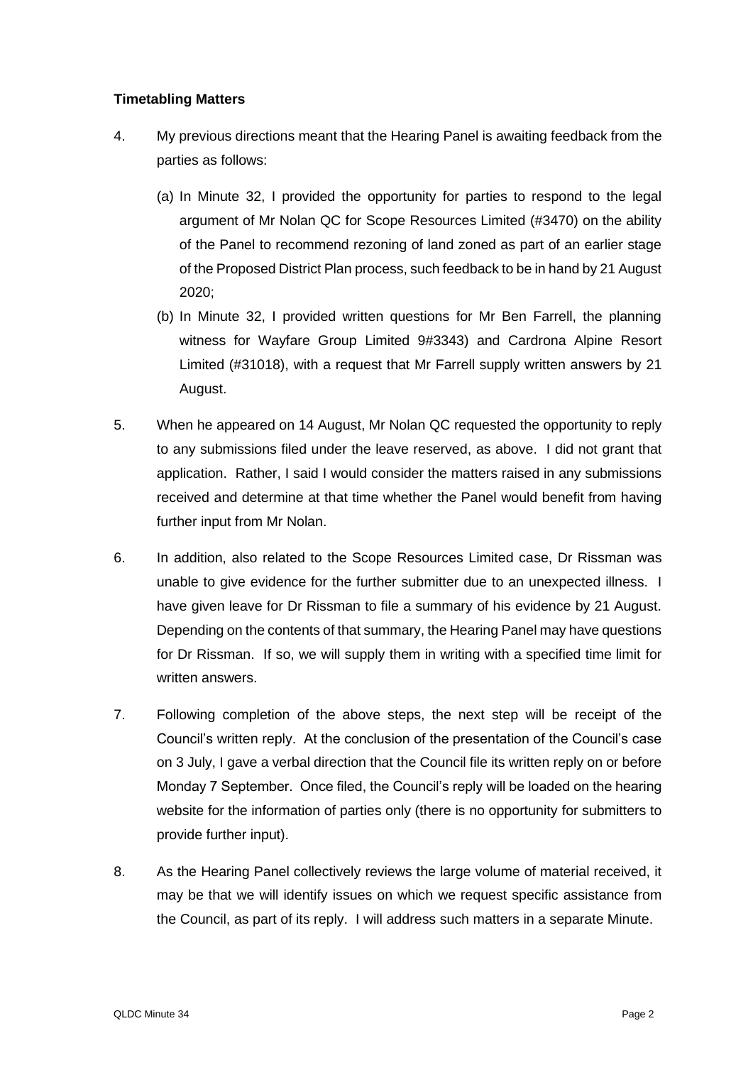**Timetabling Matters**

4. My previous directions meant that the Hearing Panel is awaiting feedback from the parties as follows:

   (a) In Minute 32, I provided the opportunity for parties to respond to the legal argument of Mr Nolan QC for Scope Resources Limited (#3470) on the ability of the Panel to recommend rezoning of land zoned as part of an earlier stage of the Proposed District Plan process, such feedback to be in hand by 21 August 2020;

   (b) In Minute 32, I provided written questions for Mr Ben Farrell, the planning witness for Wayfare Group Limited 9#3343) and Cardrona Alpine Resort Limited (#31018), with a request that Mr Farrell supply written answers by 21 August.

5. When he appeared on 14 August, Mr Nolan QC requested the opportunity to reply to any submissions filed under the leave reserved, as above. I did not grant that application. Rather, I said I would consider the matters raised in any submissions received and determine at that time whether the Panel would benefit from having further input from Mr Nolan.

6. In addition, also related to the Scope Resources Limited case, Dr Rissman was unable to give evidence for the further submitter due to an unexpected illness. I have given leave for Dr Rissman to file a summary of his evidence by 21 August. Depending on the contents of that summary, the Hearing Panel may have questions for Dr Rissman. If so, we will supply them in writing with a specified time limit for written answers.

7. Following completion of the above steps, the next step will be receipt of the Council's written reply. At the conclusion of the presentation of the Council's case on 3 July, I gave a verbal direction that the Council file its written reply on or before Monday 7 September. Once filed, the Council's reply will be loaded on the hearing website for the information of parties only (there is no opportunity for submitters to provide further input).

8. As the Hearing Panel collectively reviews the large volume of material received, it may be that we will identify issues on which we request specific assistance from the Council, as part of its reply. I will address such matters in a separate Minute.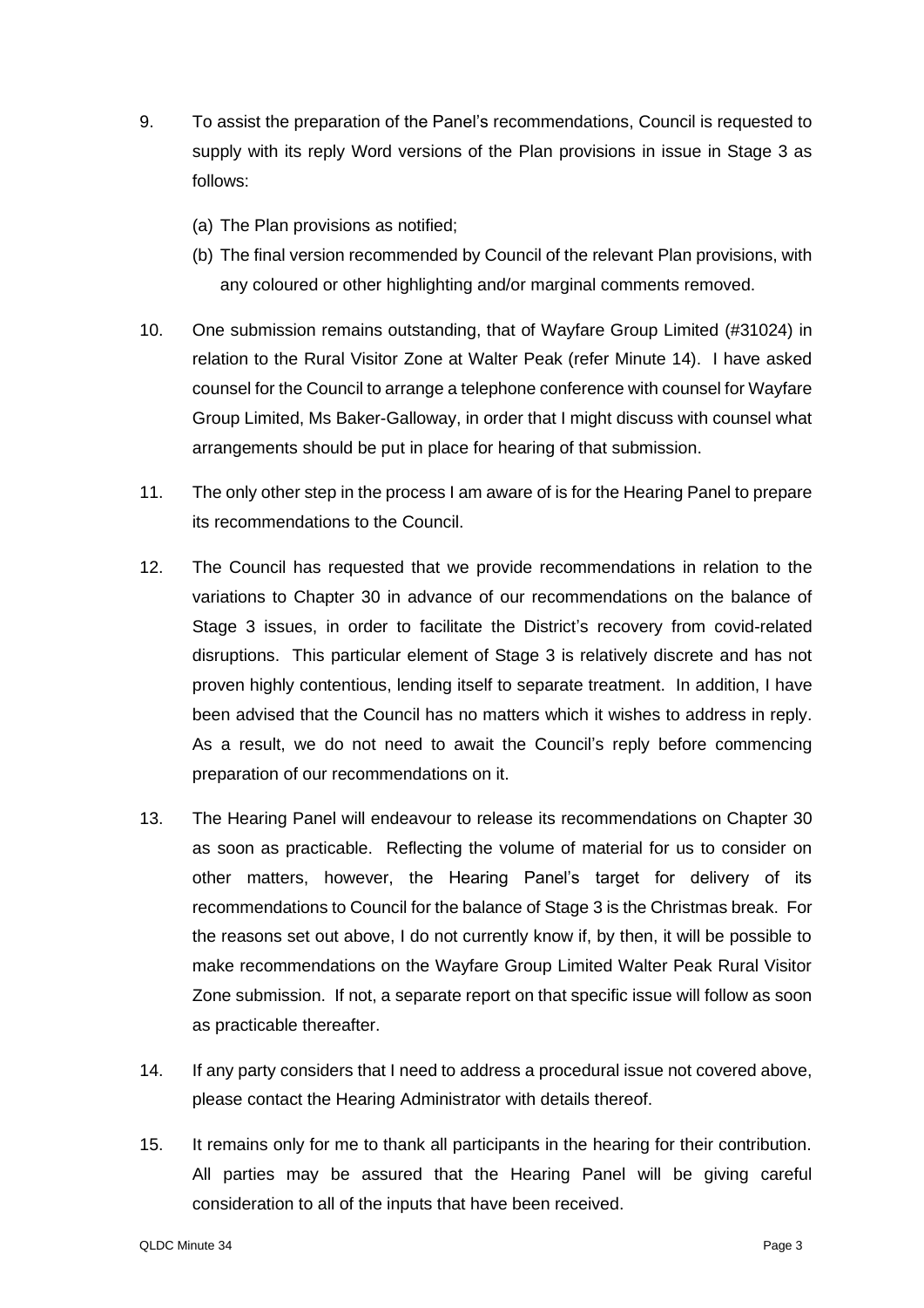9. To assist the preparation of the Panel's recommendations, Council is requested to supply with its reply Word versions of the Plan provisions in issue in Stage 3 as follows:

   (a) The Plan provisions as notified;

   (b) The final version recommended by Council of the relevant Plan provisions, with any coloured or other highlighting and/or marginal comments removed.

10. One submission remains outstanding, that of Wayfare Group Limited (#31024) in relation to the Rural Visitor Zone at Walter Peak (refer Minute 14). I have asked counsel for the Council to arrange a telephone conference with counsel for Wayfare Group Limited, Ms Baker-Galloway, in order that I might discuss with counsel what arrangements should be put in place for hearing of that submission.

11. The only other step in the process I am aware of is for the Hearing Panel to prepare its recommendations to the Council.

12. The Council has requested that we provide recommendations in relation to the variations to Chapter 30 in advance of our recommendations on the balance of Stage 3 issues, in order to facilitate the District's recovery from covid-related disruptions. This particular element of Stage 3 is relatively discrete and has not proven highly contentious, lending itself to separate treatment. In addition, I have been advised that the Council has no matters which it wishes to address in reply. As a result, we do not need to await the Council's reply before commencing preparation of our recommendations on it.

13. The Hearing Panel will endeavour to release its recommendations on Chapter 30 as soon as practicable. Reflecting the volume of material for us to consider on other matters, however, the Hearing Panel's target for delivery of its recommendations to Council for the balance of Stage 3 is the Christmas break. For the reasons set out above, I do not currently know if, by then, it will be possible to make recommendations on the Wayfare Group Limited Walter Peak Rural Visitor Zone submission. If not, a separate report on that specific issue will follow as soon as practicable thereafter.

14. If any party considers that I need to address a procedural issue not covered above, please contact the Hearing Administrator with details thereof.

15. It remains only for me to thank all participants in the hearing for their contribution. All parties may be assured that the Hearing Panel will be giving careful consideration to all of the inputs that have been received.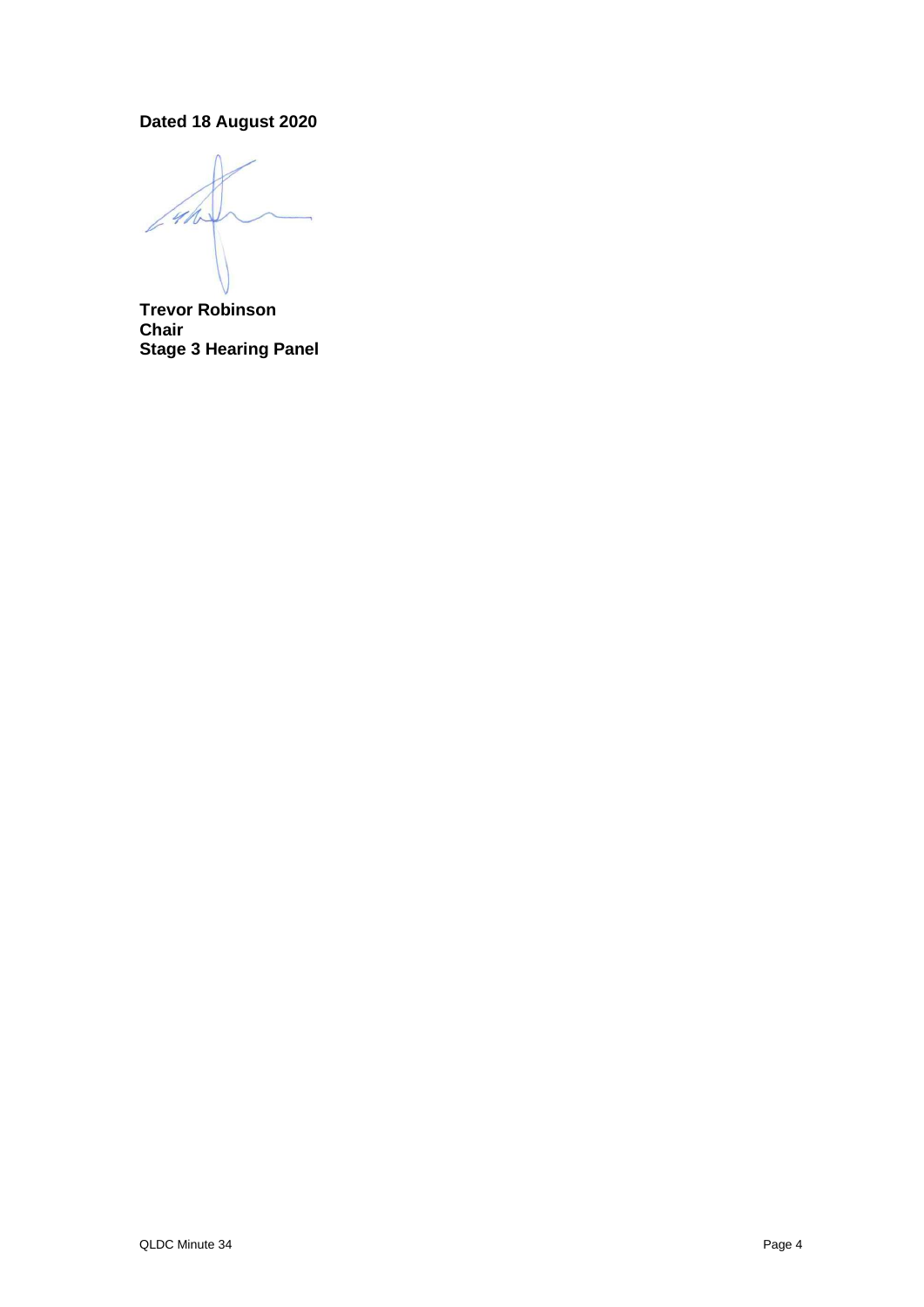**Dated 18 August 2020**

**Trevor Robinson**
**Chair**
**Stage 3 Hearing Panel**